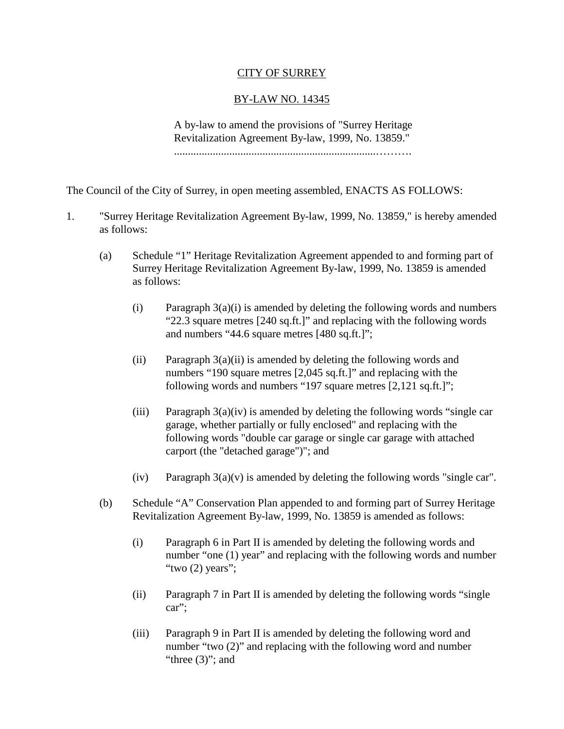CITY OF SURREY

BY-LAW NO. 14345

A by-law to amend the provisions of "Surrey Heritage Revitalization Agreement By-law, 1999, No. 13859."
...........................................................................……….

The Council of the City of Surrey, in open meeting assembled, ENACTS AS FOLLOWS:

1. "Surrey Heritage Revitalization Agreement By-law, 1999, No. 13859," is hereby amended as follows:

   (a) Schedule "1" Heritage Revitalization Agreement appended to and forming part of Surrey Heritage Revitalization Agreement By-law, 1999, No. 13859 is amended as follows:

      (i) Paragraph 3(a)(i) is amended by deleting the following words and numbers "22.3 square metres [240 sq.ft.]" and replacing with the following words and numbers "44.6 square metres [480 sq.ft.]";

      (ii) Paragraph 3(a)(ii) is amended by deleting the following words and numbers "190 square metres [2,045 sq.ft.]" and replacing with the following words and numbers "197 square metres [2,121 sq.ft.]";

      (iii) Paragraph 3(a)(iv) is amended by deleting the following words "single car garage, whether partially or fully enclosed" and replacing with the following words "double car garage or single car garage with attached carport (the "detached garage")"; and

      (iv) Paragraph 3(a)(v) is amended by deleting the following words "single car".

   (b) Schedule "A" Conservation Plan appended to and forming part of Surrey Heritage Revitalization Agreement By-law, 1999, No. 13859 is amended as follows:

      (i) Paragraph 6 in Part II is amended by deleting the following words and number "one (1) year" and replacing with the following words and number "two (2) years";

      (ii) Paragraph 7 in Part II is amended by deleting the following words "single car";

      (iii) Paragraph 9 in Part II is amended by deleting the following word and number "two (2)" and replacing with the following word and number "three (3)"; and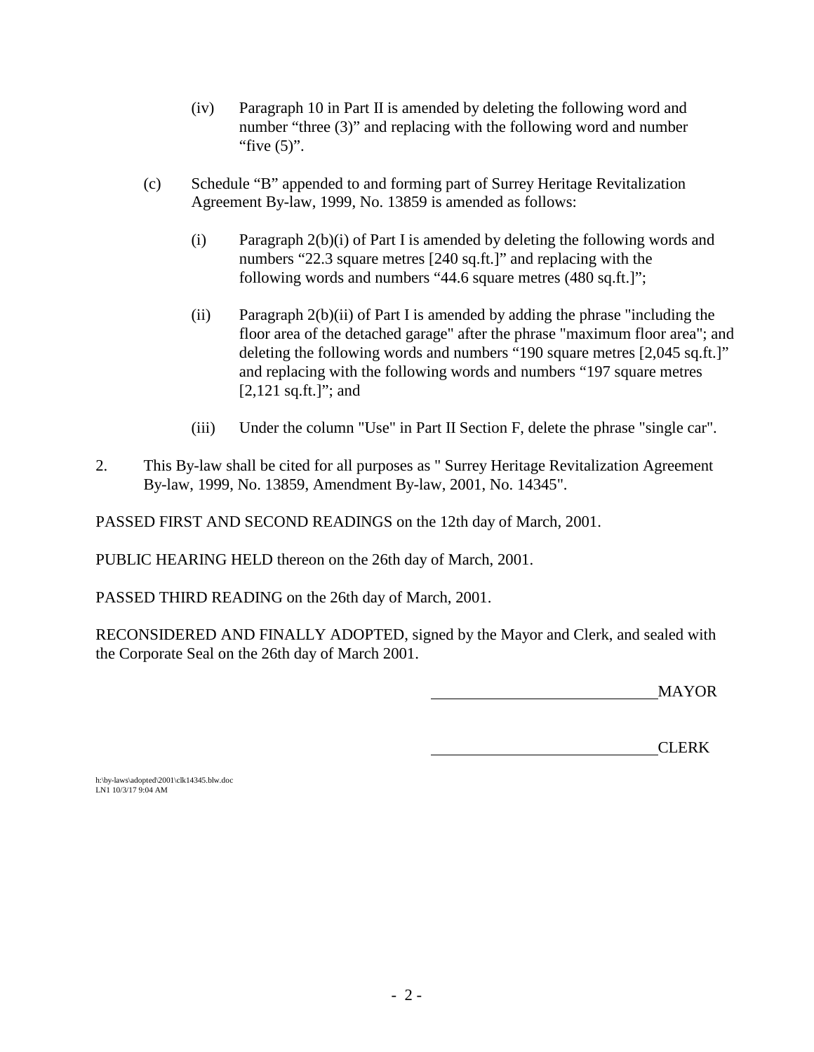(iv) Paragraph 10 in Part II is amended by deleting the following word and number "three (3)" and replacing with the following word and number "five (5)".

(c) Schedule "B" appended to and forming part of Surrey Heritage Revitalization Agreement By-law, 1999, No. 13859 is amended as follows:

(i) Paragraph 2(b)(i) of Part I is amended by deleting the following words and numbers "22.3 square metres [240 sq.ft.]" and replacing with the following words and numbers "44.6 square metres (480 sq.ft.]";

(ii) Paragraph 2(b)(ii) of Part I is amended by adding the phrase "including the floor area of the detached garage" after the phrase "maximum floor area"; and deleting the following words and numbers "190 square metres [2,045 sq.ft.]" and replacing with the following words and numbers "197 square metres [2,121 sq.ft.]"; and

(iii) Under the column "Use" in Part II Section F, delete the phrase "single car".

2. This By-law shall be cited for all purposes as " Surrey Heritage Revitalization Agreement By-law, 1999, No. 13859, Amendment By-law, 2001, No. 14345".

PASSED FIRST AND SECOND READINGS on the 12th day of March, 2001.

PUBLIC HEARING HELD thereon on the 26th day of March, 2001.

PASSED THIRD READING on the 26th day of March, 2001.

RECONSIDERED AND FINALLY ADOPTED, signed by the Mayor and Clerk, and sealed with the Corporate Seal on the 26th day of March 2001.

_____________________________ MAYOR

_____________________________ CLERK

h:\by-laws\adopted\2001\clk14345.blw.doc
LN1 10/3/17 9:04 AM